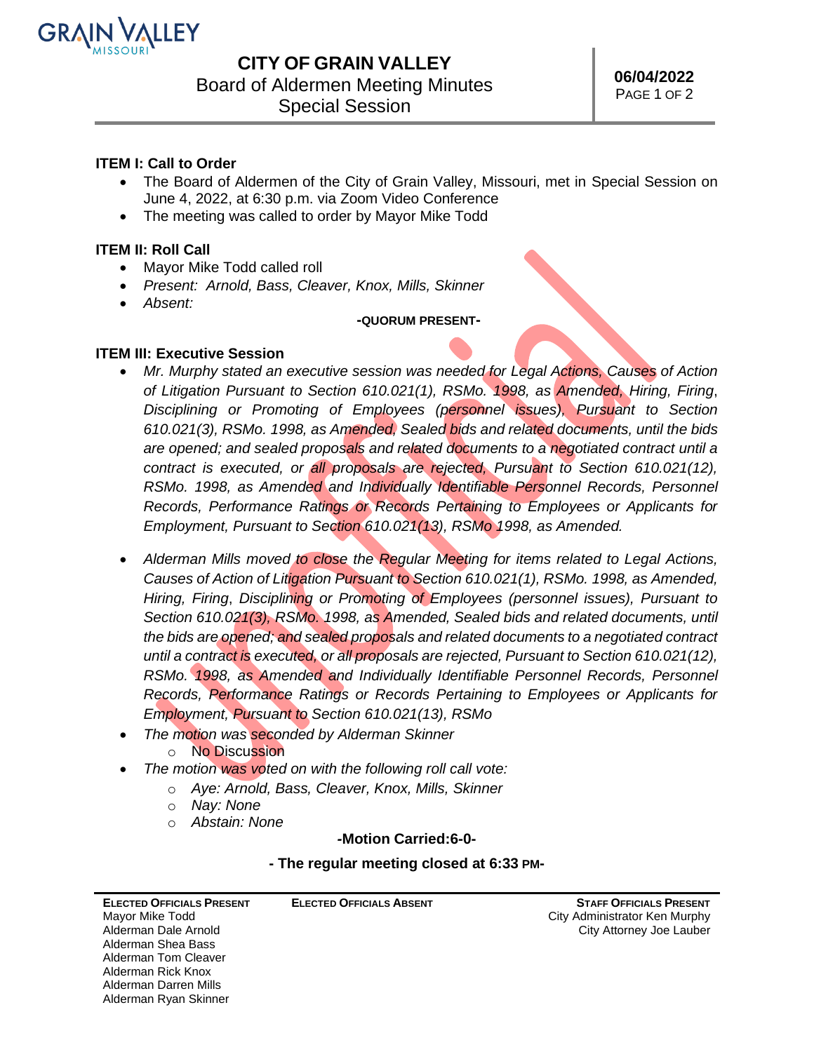# CITY OF GRAIN VALLEY

Board of Aldermen Meeting Minutes
Special Session

**06/04/2022**

## ITEM I: Call to Order

- The Board of Aldermen of the City of Grain Valley, Missouri, met in Special Session on June 4, 2022, at 6:30 p.m. via Zoom Video Conference
- The meeting was called to order by Mayor Mike Todd

## ITEM II: Roll Call

- Mayor Mike Todd called roll
- *Present: Arnold, Bass, Cleaver, Knox, Mills, Skinner*
- *Absent:*

**-QUORUM PRESENT-**

## ITEM III: Executive Session

- *Mr. Murphy stated an executive session was needed for Legal Actions, Causes of Action of Litigation Pursuant to Section 610.021(1), RSMo. 1998, as Amended, Hiring, Firing, Disciplining or Promoting of Employees (personnel issues), Pursuant to Section 610.021(3), RSMo. 1998, as Amended, Sealed bids and related documents, until the bids are opened; and sealed proposals and related documents to a negotiated contract until a contract is executed, or all proposals are rejected, Pursuant to Section 610.021(12), RSMo. 1998, as Amended and Individually Identifiable Personnel Records, Personnel Records, Performance Ratings or Records Pertaining to Employees or Applicants for Employment, Pursuant to Section 610.021(13), RSMo 1998, as Amended.*

- *Alderman Mills moved to close the Regular Meeting for items related to Legal Actions, Causes of Action of Litigation Pursuant to Section 610.021(1), RSMo. 1998, as Amended, Hiring, Firing, Disciplining or Promoting of Employees (personnel issues), Pursuant to Section 610.021(3), RSMo. 1998, as Amended, Sealed bids and related documents, until the bids are opened; and sealed proposals and related documents to a negotiated contract until a contract is executed, or all proposals are rejected, Pursuant to Section 610.021(12), RSMo. 1998, as Amended and Individually Identifiable Personnel Records, Personnel Records, Performance Ratings or Records Pertaining to Employees or Applicants for Employment, Pursuant to Section 610.021(13), RSMo*
- *The motion was seconded by Alderman Skinner*
  - No Discussion
- *The motion was voted on with the following roll call vote:*
  - *Aye: Arnold, Bass, Cleaver, Knox, Mills, Skinner*
  - *Nay: None*
  - *Abstain: None*

**-Motion Carried:6-0-**

**- The regular meeting closed at 6:33 PM-**

| ELECTED OFFICIALS PRESENT | ELECTED OFFICIALS ABSENT | STAFF OFFICIALS PRESENT |
|---|---|---|
| Mayor Mike Todd | | City Administrator Ken Murphy |
| Alderman Dale Arnold | | City Attorney Joe Lauber |
| Alderman Shea Bass | | |
| Alderman Tom Cleaver | | |
| Alderman Rick Knox | | |
| Alderman Darren Mills | | |
| Alderman Ryan Skinner | | |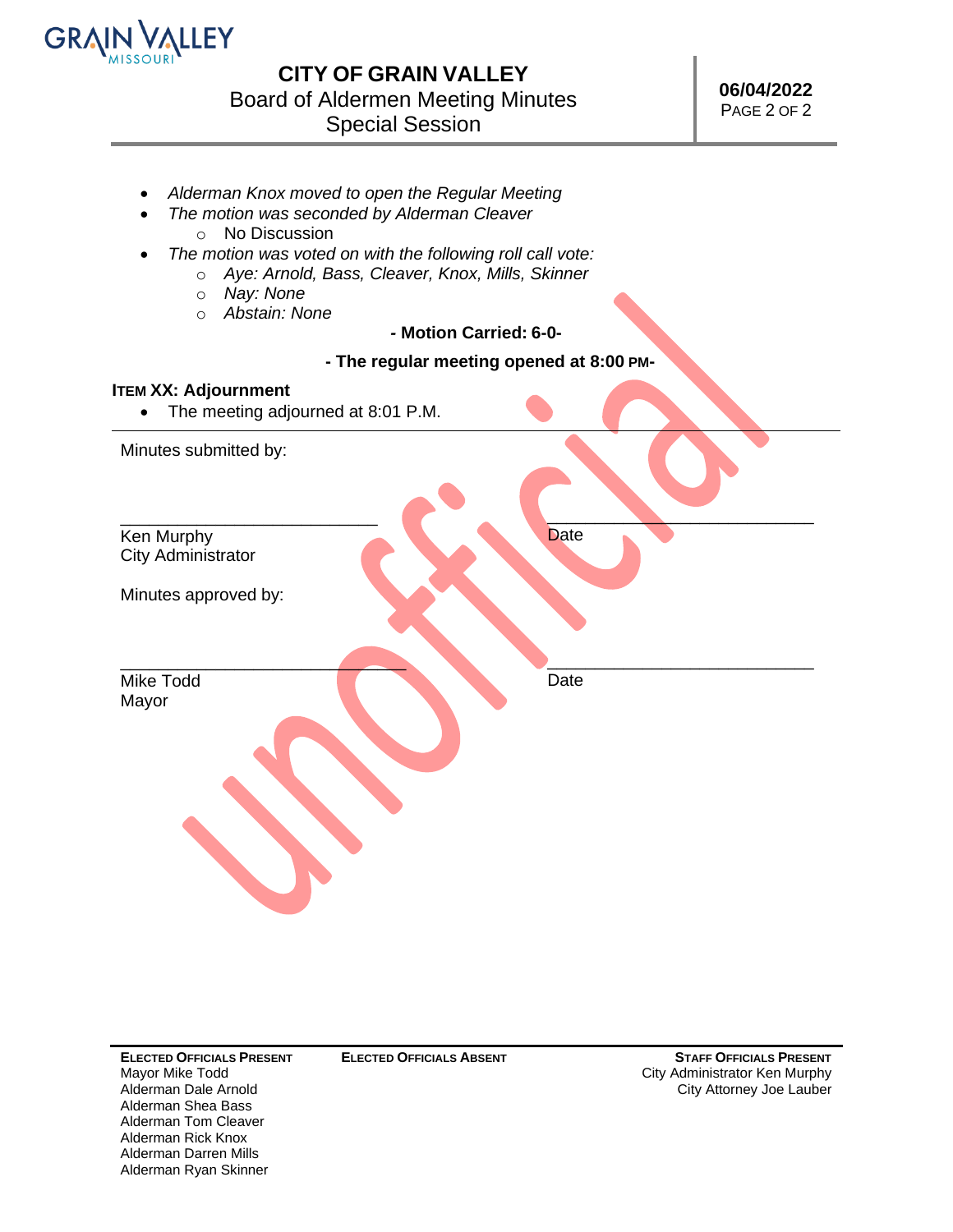- *Alderman Knox moved to open the Regular Meeting*
- *The motion was seconded by Alderman Cleaver*
    - No Discussion
- *The motion was voted on with the following roll call vote:*
    - *Aye: Arnold, Bass, Cleaver, Knox, Mills, Skinner*
    - *Nay: None*
    - *Abstain: None*

**- Motion Carried: 6-0-**

**- The regular meeting opened at 8:00 PM-**

**ITEM XX: Adjournment**

- The meeting adjourned at 8:01 P.M.

---

Minutes submitted by:

___________________________ ___________________________

Ken Murphy — Date
City Administrator

Minutes approved by:

___________________________ ___________________________

Mike Todd — Date
Mayor

unofficial

---

| **ELECTED OFFICIALS PRESENT** | **ELECTED OFFICIALS ABSENT** | **STAFF OFFICIALS PRESENT** |
|---|---|---|
| Mayor Mike Todd | | City Administrator Ken Murphy |
| Alderman Dale Arnold | | City Attorney Joe Lauber |
| Alderman Shea Bass | | |
| Alderman Tom Cleaver | | |
| Alderman Rick Knox | | |
| Alderman Darren Mills | | |
| Alderman Ryan Skinner | | |